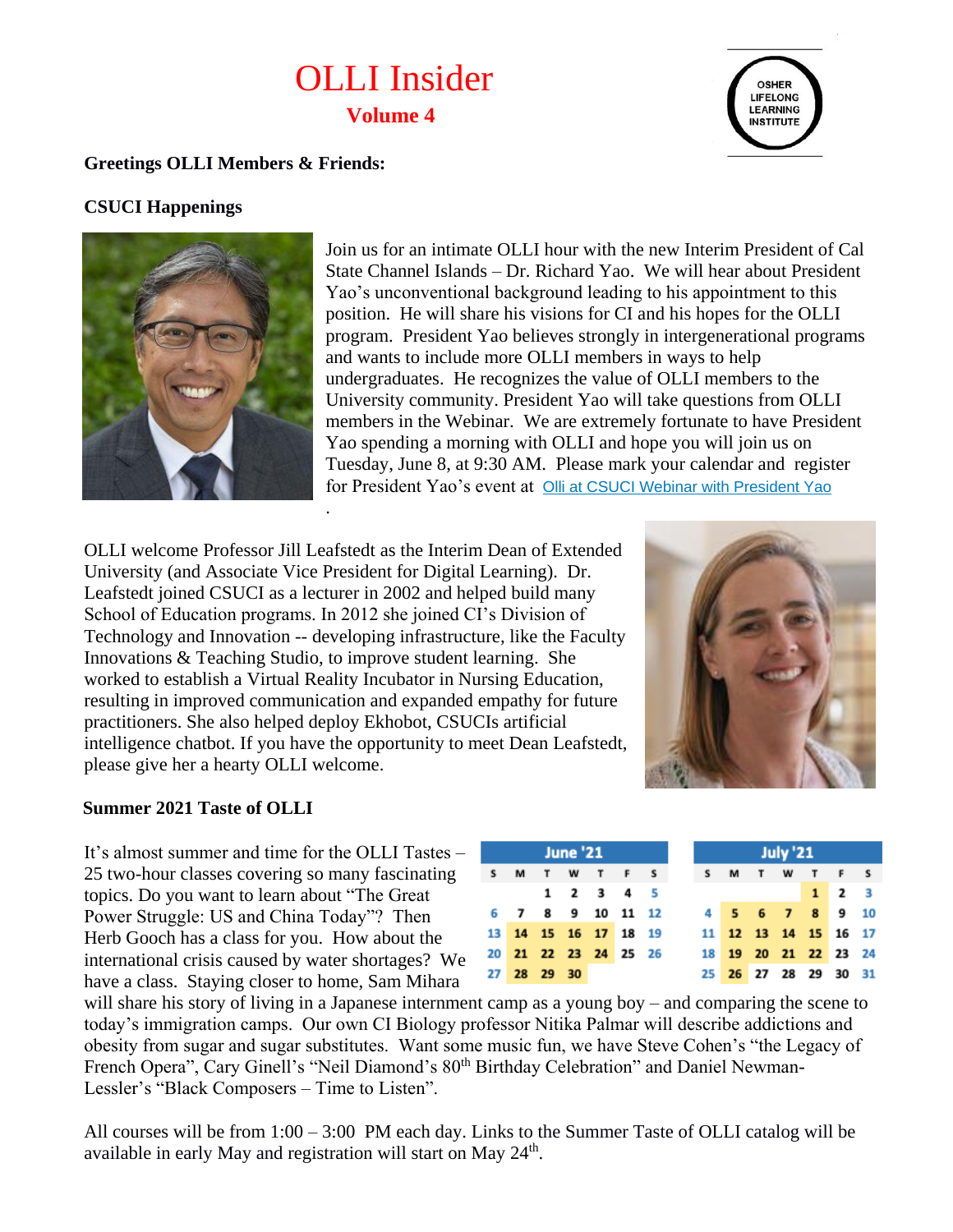# OLLI Insider

## Volume 4

OSHER LIFELONG LEARNING INSTITUTE

**Greetings OLLI Members & Friends:**

### CSUCI Happenings

Join us for an intimate OLLI hour with the new Interim President of Cal State Channel Islands – Dr. Richard Yao. We will hear about President Yao's unconventional background leading to his appointment to this position. He will share his visions for CI and his hopes for the OLLI program. President Yao believes strongly in intergenerational programs and wants to include more OLLI members in ways to help undergraduates. He recognizes the value of OLLI members to the University community. President Yao will take questions from OLLI members in the Webinar. We are extremely fortunate to have President Yao spending a morning with OLLI and hope you will join us on Tuesday, June 8, at 9:30 AM. Please mark your calendar and register for President Yao's event at Olli at CSUCI Webinar with President Yao

OLLI welcome Professor Jill Leafstedt as the Interim Dean of Extended University (and Associate Vice President for Digital Learning). Dr. Leafstedt joined CSUCI as a lecturer in 2002 and helped build many School of Education programs. In 2012 she joined CI's Division of Technology and Innovation -- developing infrastructure, like the Faculty Innovations & Teaching Studio, to improve student learning. She worked to establish a Virtual Reality Incubator in Nursing Education, resulting in improved communication and expanded empathy for future practitioners. She also helped deploy Ekhobot, CSUCIs artificial intelligence chatbot. If you have the opportunity to meet Dean Leafstedt, please give her a hearty OLLI welcome.

### Summer 2021 Taste of OLLI

**June '21**

| S | M | T | W | T | F | S |
|---|---|---|---|---|---|---|
| | | 1 | 2 | 3 | 4 | 5 |
| 6 | 7 | 8 | 9 | 10 | 11 | 12 |
| 13 | 14 | 15 | 16 | 17 | 18 | 19 |
| 20 | 21 | 22 | 23 | 24 | 25 | 26 |
| 27 | 28 | 29 | 30 | | | |

**July '21**

| S | M | T | W | T | F | S |
|---|---|---|---|---|---|---|
| | | | | 1 | 2 | 3 |
| 4 | 5 | 6 | 7 | 8 | 9 | 10 |
| 11 | 12 | 13 | 14 | 15 | 16 | 17 |
| 18 | 19 | 20 | 21 | 22 | 23 | 24 |
| 25 | 26 | 27 | 28 | 29 | 30 | 31 |

It's almost summer and time for the OLLI Tastes – 25 two-hour classes covering so many fascinating topics. Do you want to learn about "The Great Power Struggle: US and China Today"? Then Herb Gooch has a class for you. How about the international crisis caused by water shortages? We have a class. Staying closer to home, Sam Mihara will share his story of living in a Japanese internment camp as a young boy – and comparing the scene to today's immigration camps. Our own CI Biology professor Nitika Palmar will describe addictions and obesity from sugar and sugar substitutes. Want some music fun, we have Steve Cohen's "the Legacy of French Opera", Cary Ginell's "Neil Diamond's 80th Birthday Celebration" and Daniel Newman-Lessler's "Black Composers – Time to Listen".

All courses will be from 1:00 – 3:00 PM each day. Links to the Summer Taste of OLLI catalog will be available in early May and registration will start on May 24th.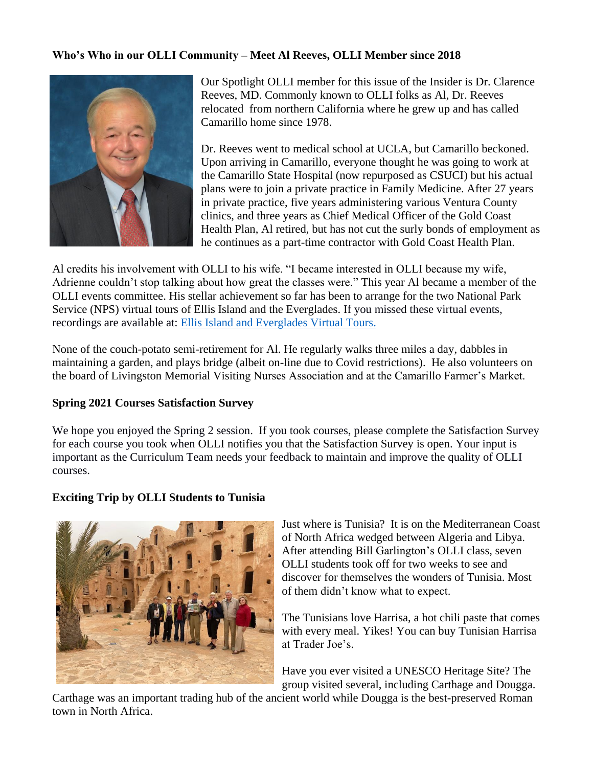**Who's Who in our OLLI Community – Meet Al Reeves, OLLI Member since 2018**

Our Spotlight OLLI member for this issue of the Insider is Dr. Clarence Reeves, MD. Commonly known to OLLI folks as Al, Dr. Reeves relocated from northern California where he grew up and has called Camarillo home since 1978.

Dr. Reeves went to medical school at UCLA, but Camarillo beckoned. Upon arriving in Camarillo, everyone thought he was going to work at the Camarillo State Hospital (now repurposed as CSUCI) but his actual plans were to join a private practice in Family Medicine. After 27 years in private practice, five years administering various Ventura County clinics, and three years as Chief Medical Officer of the Gold Coast Health Plan, Al retired, but has not cut the surly bonds of employment as he continues as a part-time contractor with Gold Coast Health Plan.

Al credits his involvement with OLLI to his wife. "I became interested in OLLI because my wife, Adrienne couldn't stop talking about how great the classes were." This year Al became a member of the OLLI events committee. His stellar achievement so far has been to arrange for the two National Park Service (NPS) virtual tours of Ellis Island and the Everglades. If you missed these virtual events, recordings are available at: Ellis Island and Everglades Virtual Tours.

None of the couch-potato semi-retirement for Al. He regularly walks three miles a day, dabbles in maintaining a garden, and plays bridge (albeit on-line due to Covid restrictions). He also volunteers on the board of Livingston Memorial Visiting Nurses Association and at the Camarillo Farmer's Market.

**Spring 2021 Courses Satisfaction Survey**

We hope you enjoyed the Spring 2 session. If you took courses, please complete the Satisfaction Survey for each course you took when OLLI notifies you that the Satisfaction Survey is open. Your input is important as the Curriculum Team needs your feedback to maintain and improve the quality of OLLI courses.

**Exciting Trip by OLLI Students to Tunisia**

Just where is Tunisia? It is on the Mediterranean Coast of North Africa wedged between Algeria and Libya. After attending Bill Garlington's OLLI class, seven OLLI students took off for two weeks to see and discover for themselves the wonders of Tunisia. Most of them didn't know what to expect.

The Tunisians love Harrisa, a hot chili paste that comes with every meal. Yikes! You can buy Tunisian Harrisa at Trader Joe's.

Have you ever visited a UNESCO Heritage Site? The group visited several, including Carthage and Dougga. Carthage was an important trading hub of the ancient world while Dougga is the best-preserved Roman town in North Africa.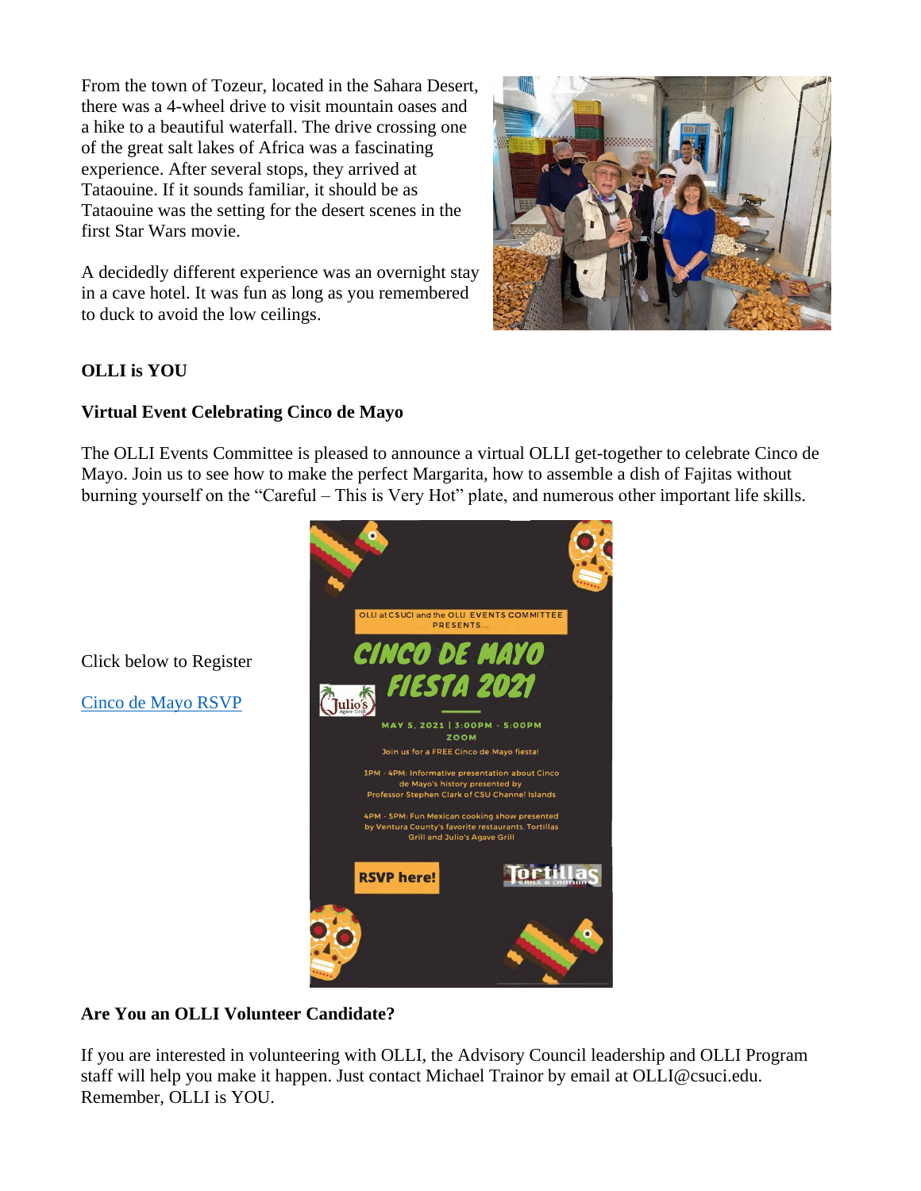From the town of Tozeur, located in the Sahara Desert, there was a 4-wheel drive to visit mountain oases and a hike to a beautiful waterfall. The drive crossing one of the great salt lakes of Africa was a fascinating experience. After several stops, they arrived at Tataouine. If it sounds familiar, it should be as Tataouine was the setting for the desert scenes in the first Star Wars movie.

A decidedly different experience was an overnight stay in a cave hotel. It was fun as long as you remembered to duck to avoid the low ceilings.

**OLLI is YOU**

**Virtual Event Celebrating Cinco de Mayo**

The OLLI Events Committee is pleased to announce a virtual OLLI get-together to celebrate Cinco de Mayo. Join us to see how to make the perfect Margarita, how to assemble a dish of Fajitas without burning yourself on the "Careful – This is Very Hot" plate, and numerous other important life skills.

Click below to Register

Cinco de Mayo RSVP

OLLI at CSUCI and the OLLI EVENTS COMMITTEE PRESENTS...

CINCO DE MAYO FIESTA 2021

MAY 5, 2021 | 3:00PM - 5:00PM
ZOOM

Join us for a FREE Cinco de Mayo fiesta!

3PM - 4PM: Informative presentation about Cinco de Mayo's history presented by Professor Stephen Clark of CSU Channel Islands

4PM - 5PM: Fun Mexican cooking show presented by Ventura County's favorite restaurants, Tortillas Grill and Julio's Agave Grill

RSVP here!

**Are You an OLLI Volunteer Candidate?**

If you are interested in volunteering with OLLI, the Advisory Council leadership and OLLI Program staff will help you make it happen. Just contact Michael Trainor by email at OLLI@csuci.edu. Remember, OLLI is YOU.